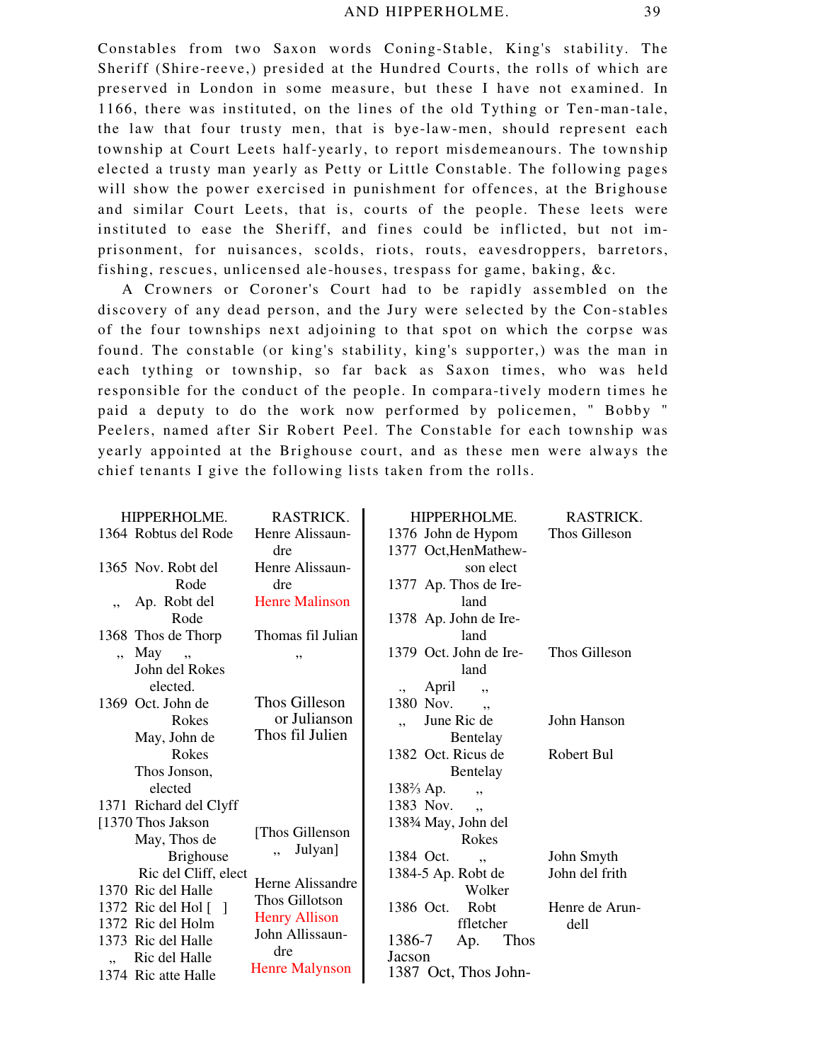Constables from two Saxon words Coning-Stable, King's stability. The Sheriff (Shire-reeve,) presided at the Hundred Courts, the rolls of which are preserved in London in some measure, but these I have not examined. In 1166, there was instituted, on the lines of the old Tything or Ten-man-tale, the law that four trusty men, that is bye-law-men, should represent each township at Court Leets half-yearly, to report misdemeanours. The township elected a trusty man yearly as Petty or Little Constable. The following pages will show the power exercised in punishment for offences, at the Brighouse and similar Court Leets, that is, courts of the people. These leets were instituted to ease the Sheriff, and fines could be inflicted, but not imprisonment, for nuisances, scolds, riots, routs, eavesdroppers, barretors, fishing, rescues, unlicensed ale-houses, trespass for game, baking, &c.

A Crowners or Coroner's Court had to be rapidly assembled on the discovery of any dead person, and the Jury were selected by the Con-stables of the four townships next adjoining to that spot on which the corpse was found. The constable (or king's stability, king's supporter,) was the man in each tything or township, so far back as Saxon times, who was held responsible for the conduct of the people. In compara-tively modern times he paid a deputy to do the work now performed by policemen, " Bobby " Peelers, named after Sir Robert Peel. The Constable for each township was yearly appointed at the Brighouse court, and as these men were always the chief tenants I give the following lists taken from the rolls.

| HIPPERHOLME. | RASTRICK. |
|---|---|
| 1364 Robtus del Rode | Henre Alissaundre |
| 1365 Nov. Robt del Rode | Henre Alissaundre |
| ,, Ap. Robt del Rode | Henre Malinson |
| 1368 Thos de Thorp | Thomas fil Julian |
| ,, May ,, John del Rokes elected. | ,, |
| 1369 Oct. John de Rokes | Thos Gilleson or Julianson |
| May, John de Rokes | Thos fil Julien |
| Thos Jonson, elected | |
| 1371 Richard del Clyff | |
| [1370 Thos Jakson | |
| May, Thos de Brighouse | [Thos Gillenson ,, Julyan] |
| Ric del Cliff, elect | |
| 1370 Ric del Halle | Herne Alissandre |
| 1372 Ric del Hol [ ] | Thos Gillotson |
| 1372 Ric del Holm | Henry Allison |
| 1373 Ric del Halle | John Allissaundre |
| ,, Ric del Halle | Henre Malynson |
| 1374 Ric atte Halle | |

| HIPPERHOLME. | RASTRICK. |
|---|---|
| 1376 John de Hypom | Thos Gilleson |
| 1377 Oct, HenMathewson elect | |
| 1377 Ap. Thos de Ireland | |
| 1378 Ap. John de Ireland | |
| 1379 Oct. John de Ireland | Thos Gilleson |
| ., April ,, | |
| 1380 Nov. ,, | |
| ,, June Ric de Bentelay | John Hanson |
| 1382 Oct. Ricus de Bentelay | Robert Bul |
| 1382⁄3 Ap. ,, | |
| 1383 Nov. ,, | |
| 1383¾ May, John del Rokes | |
| 1384 Oct. ,, | John Smyth |
| 1384-5 Ap. Robt de Wolker | John del frith |
| 1386 Oct. Robt ffletcher | Henre de Arundell |
| 1386-7 Ap. Thos Jacson | |
| 1387 Oct, Thos John- | |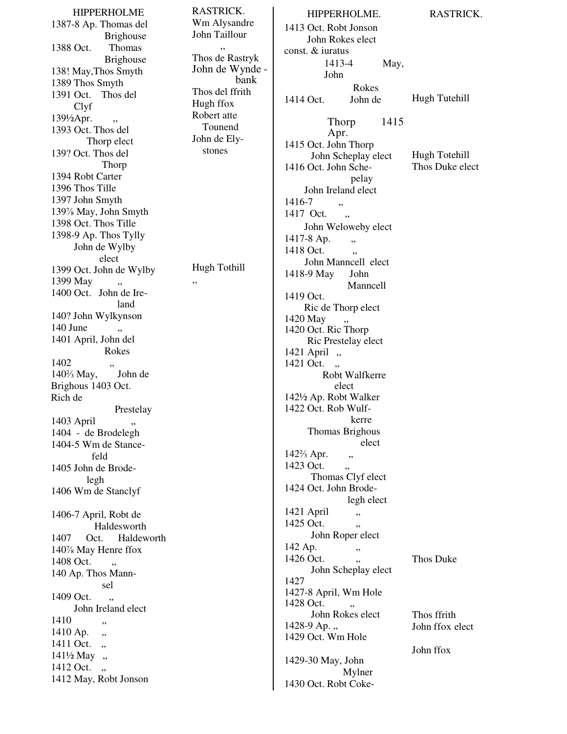| HIPPERHOLME | RASTRICK. |
|---|---|
| 1387-8 Ap. Thomas del Brighouse | Wm Alysandre |
| | John Taillour |
| 1388 Oct. Thomas Brighouse | „ |
| 138! May, Thos Smyth | Thos de Rastryk |
| | John de Wynde - bank |
| 1389 Thos Smyth | |
| 1391 Oct. Thos del Clyf | Thos del ffrith |
| | Hugh ffox |
| 139½Apr. „ | Robert atte Tounend |
| 1393 Oct. Thos del Thorp elect | John de Ely- stones |
| 139? Oct. Thos del Thorp | |
| 1394 Robt Carter | |
| 1396 Thos Tille | |
| 1397 John Smyth | |
| 139⅞ May, John Smyth | |
| 1398 Oct. Thos Tille | |
| 1398-9 Ap. Thos Tylly John de Wylby elect | |
| 1399 Oct. John de Wylby | Hugh Tothill |
| 1399 May „ | „ |
| 1400 Oct. John de Ireland | |
| 140? John Wylkynson | |
| 140 June „ | |
| 1401 April, John del Rokes | |
| 1402 „ | |
| 140⅔ May, John de Brighous | |
| 1403 Oct. Rich de Prestelay | |
| 1403 April „ | |
| 1404 - de Brodelegh | |
| 1404-5 Wm de Stancefeld | |
| 1405 John de Brodelegh | |
| 1406 Wm de Stanclyf | |
| 1406-7 April, Robt de Haldesworth | |
| 1407 Oct. Haldeworth | |
| 140⅞ May Henre ffox | |
| 1408 Oct. „ | |
| 140 Ap. Thos Mannsel | |
| 1409 Oct. „ John Ireland elect | |
| 1410 „ | |
| 1410 Ap. „ | |
| 1411 Oct. „ | |
| 141½ May „ | |
| 1412 Oct. „ | |
| 1412 May, Robt Jonson | |

| HIPPERHOLME. | RASTRICK. |
|---|---|
| 1413 Oct. Robt Jonson John Rokes elect const. & iuratus | |
| 1413-4 May, John Rokes | |
| 1414 Oct. John de Thorp | Hugh Tutehill |
| 1415 Apr. | |
| 1415 Oct. John Thorp John Scheplay elect | Hugh Totehill |
| 1416 Oct. John Schepelay John Ireland elect | Thos Duke elect |
| 1416-7 „ | |
| 1417 Oct. „ John Weloweby elect | |
| 1417-8 Ap. „ | |
| 1418 Oct. „ John Manncell elect | |
| 1418-9 May John Manncell | |
| 1419 Oct. Ric de Thorp elect | |
| 1420 May „ | |
| 1420 Oct. Ric Thorp Ric Prestelay elect | |
| 1421 April „ | |
| 1421 Oct. „ Robt Walfkerre elect | |
| 142½ Ap. Robt Walker | |
| 1422 Oct. Rob Wulfkerre Thomas Brighous elect | |
| 142⅔ Apr. „ | |
| 1423 Oct. „ Thomas Clyf elect | |
| 1424 Oct. John Brodelegh elect | |
| 1421 April „ | |
| 1425 Oct. „ John Roper elect | |
| 142 Ap. „ | |
| 1426 Oct. „ John Scheplay elect | Thos Duke |
| 1427 | |
| 1427-8 April, Wm Hole | |
| 1428 Oct. „ John Rokes elect | Thos ffrith |
| 1428-9 Ap. „ | John ffox elect |
| 1429 Oct. Wm Hole | |
| | John ffox |
| 1429-30 May, John Mylner | |
| 1430 Oct. Robt Coke- | |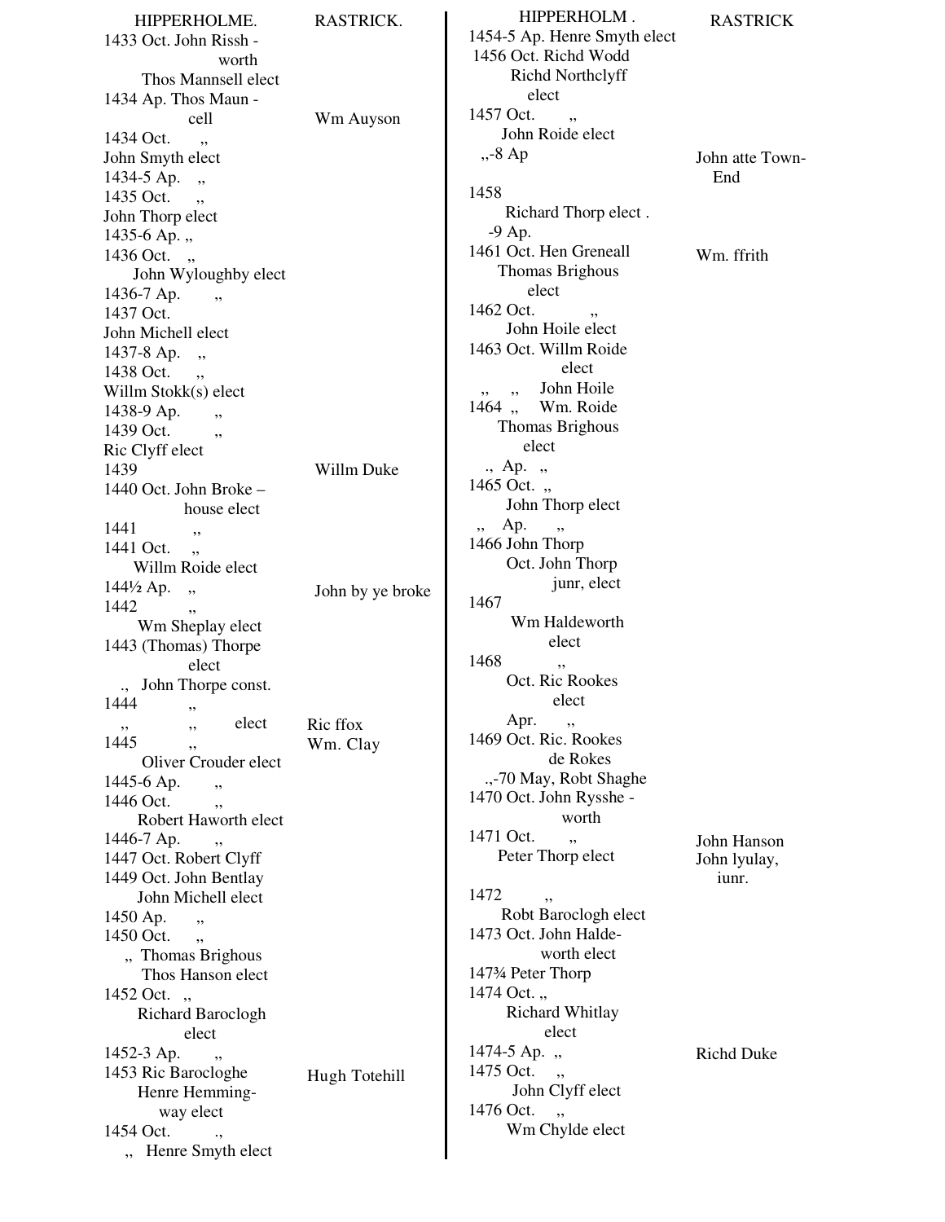| HIPPERHOLME. | RASTRICK. |
|---|---|
| 1433 Oct. John Rissh - worth | |
| Thos Mannsell elect | |
| 1434 Ap. Thos Maun - cell | Wm Auyson |
| 1434 Oct. ,, | |
| John Smyth elect | |
| 1434-5 Ap. ,, | |
| 1435 Oct. ,, | |
| John Thorp elect | |
| 1435-6 Ap. ,, | |
| 1436 Oct. ,, | |
| John Wyloughby elect | |
| 1436-7 Ap. ,, | |
| 1437 Oct. | |
| John Michell elect | |
| 1437-8 Ap. ,, | |
| 1438 Oct. ,, | |
| Willm Stokk(s) elect | |
| 1438-9 Ap. ,, | |
| 1439 Oct. ,, | |
| Ric Clyff elect | |
| 1439 | Willm Duke |
| 1440 Oct. John Broke – house elect | |
| 1441 ,, | |
| 1441 Oct. ,, | |
| Willm Roide elect | |
| 144½ Ap. ,, | John by ye broke |
| 1442 ,, | |
| Wm Sheplay elect | |
| 1443 (Thomas) Thorpe elect | |
| ., John Thorpe const. | |
| 1444 ,, | |
| ,, ,, elect | Ric ffox |
| 1445 ,, | Wm. Clay |
| Oliver Crouder elect | |
| 1445-6 Ap. ,, | |
| 1446 Oct. ,, | |
| Robert Haworth elect | |
| 1446-7 Ap. ,, | |
| 1447 Oct. Robert Clyff | |
| 1449 Oct. John Bentlay | |
| John Michell elect | |
| 1450 Ap. ,, | |
| 1450 Oct. ,, | |
| ,, Thomas Brighous | |
| Thos Hanson elect | |
| 1452 Oct. ,, | |
| Richard Baroclogh elect | |
| 1452-3 Ap. ,, | |
| 1453 Ric Barocloghe | Hugh Totehill |
| Henre Hemming- way elect | |
| 1454 Oct. ., | |
| ,, Henre Smyth elect | |

| HIPPERHOLM . | RASTRICK |
|---|---|
| 1454-5 Ap. Henre Smyth elect | |
| 1456 Oct. Richd Wodd | |
| Richd Northclyff elect | |
| 1457 Oct. ,, | |
| John Roide elect | |
| ,,-8 Ap | John atte Town- End |
| 1458 | |
| Richard Thorp elect . | |
| -9 Ap. | |
| 1461 Oct. Hen Greneall | Wm. ffrith |
| Thomas Brighous elect | |
| 1462 Oct. ,, | |
| John Hoile elect | |
| 1463 Oct. Willm Roide elect | |
| ,, ,, John Hoile | |
| 1464 ,, Wm. Roide | |
| Thomas Brighous elect | |
| ., Ap. ,, | |
| 1465 Oct. ,, | |
| John Thorp elect | |
| ,, Ap. ,, | |
| 1466 John Thorp | |
| Oct. John Thorp junr, elect | |
| 1467 | |
| Wm Haldeworth elect | |
| 1468 ,, | |
| Oct. Ric Rookes elect | |
| Apr. ,, | |
| 1469 Oct. Ric. Rookes de Rokes | |
| .,-70 May, Robt Shaghe | |
| 1470 Oct. John Rysshe - worth | |
| 1471 Oct. ,, | John Hanson |
| Peter Thorp elect | John lyulay, iunr. |
| 1472 ,, | |
| Robt Baroclogh elect | |
| 1473 Oct. John Halde- worth elect | |
| 147¾ Peter Thorp | |
| 1474 Oct. ,, | |
| Richard Whitlay elect | |
| 1474-5 Ap. ,, | Richd Duke |
| 1475 Oct. ,, | |
| John Clyff elect | |
| 1476 Oct. ,, | |
| Wm Chylde elect | |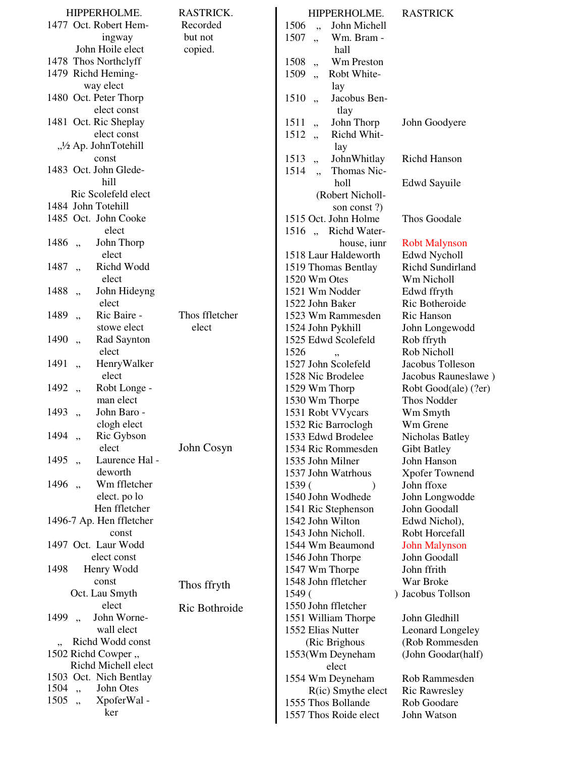| HIPPERHOLME. | RASTRICK. |
|---|---|
| 1477 Oct. Robert Hemingway | Recorded but not copied. |
| John Hoile elect | |
| 1478 Thos Northclyff | |
| 1479 Richd Hemingway elect | |
| 1480 Oct. Peter Thorp elect const | |
| 1481 Oct. Ric Sheplay elect const | |
| „½ Ap. JohnTotehill const | |
| 1483 Oct. John Gledehill | |
| Ric Scolefeld elect | |
| 1484 John Totehill | |
| 1485 Oct. John Cooke elect | |
| 1486 „ John Thorp elect | |
| 1487 „ Richd Wodd elect | |
| 1488 „ John Hideyng elect | |
| 1489 „ Ric Bairestowe elect | Thos ffletcher elect |
| 1490 „ Rad Saynton elect | |
| 1491 „ HenryWalker elect | |
| 1492 „ Robt Longeman elect | |
| 1493 „ John Baroclogh elect | |
| 1494 „ Ric Gybson elect | John Cosyn |
| 1495 „ Laurence Haldeworth | |
| 1496 „ Wm ffletcher elect. po lo Hen ffletcher | |
| 1496-7 Ap. Hen ffletcher const | |
| 1497 Oct. Laur Wodd elect const | |
| 1498 Henry Wodd const | Thos ffryth |
| Oct. Lau Smyth elect | Ric Bothroide |
| 1499 „ John Wornewall elect | |
| „ Richd Wodd const | |
| 1502 Richd Cowper „ | |
| Richd Michell elect | |
| 1503 Oct. Nich Bentlay | |
| 1504 „ John Otes | |
| 1505 „ XpoferWalker | |

| HIPPERHOLME. | RASTRICK |
|---|---|
| 1506 „ John Michell | |
| 1507 „ Wm. Bramhall | |
| 1508 „ Wm Preston | |
| 1509 „ Robt Whitelay | |
| 1510 „ Jacobus Bentlay | |
| 1511 „ John Thorp | John Goodyere |
| 1512 „ Richd Whitlay | |
| 1513 „ JohnWhitlay | Richd Hanson |
| 1514 „ Thomas Nicholl (Robert Nichollson const ?) | Edwd Sayuile |
| 1515 Oct. John Holme | Thos Goodale |
| 1516 „ Richd Waterhouse, iunr | Robt Malynson |
| 1518 Laur Haldeworth | Edwd Nycholl |
| 1519 Thomas Bentlay | Richd Sundirland |
| 1520 Wm Otes | Wm Nicholl |
| 1521 Wm Nodder | Edwd ffryth |
| 1522 John Baker | Ric Botheroide |
| 1523 Wm Rammesden | Ric Hanson |
| 1524 John Pykhill | John Longewodd |
| 1525 Edwd Scolefeld | Rob ffryth |
| 1526 „ | Rob Nicholl |
| 1527 John Scolefeld | Jacobus Tolleson |
| 1528 Nic Brodelee | Jacobus Rauneslawe ) |
| 1529 Wm Thorp | Robt Good(ale) (?er) |
| 1530 Wm Thorpe | Thos Nodder |
| 1531 Robt VVycars | Wm Smyth |
| 1532 Ric Barroclogh | Wm Grene |
| 1533 Edwd Brodelee | Nicholas Batley |
| 1534 Ric Rommesden | Gibt Batley |
| 1535 John Milner | John Hanson |
| 1537 John Watrhous | Xpofer Townend |
| 1539 ( ) | John ffoxe |
| 1540 John Wodhede | John Longwodde |
| 1541 Ric Stephenson | John Goodall |
| 1542 John Wilton | Edwd Nichol), |
| 1543 John Nicholl. | Robt Horcefall |
| 1544 Wm Beaumond | John Malynson |
| 1546 John Thorpe | John Goodall |
| 1547 Wm Thorpe | John ffrith |
| 1548 John ffletcher | War Broke |
| 1549 ( ) | Jacobus Tollson |
| 1550 John ffletcher | |
| 1551 William Thorpe | John Gledhill |
| 1552 Elias Nutter | Leonard Longeley |
| (Ric Brighous | (Rob Rommesden |
| 1553(Wm Deyneham elect | (John Goodar(half) |
| 1554 Wm Deyneham | Rob Rammesden |
| R(ic) Smythe elect | Ric Rawresley |
| 1555 Thos Bollande | Rob Goodare |
| 1557 Thos Roide elect | John Watson |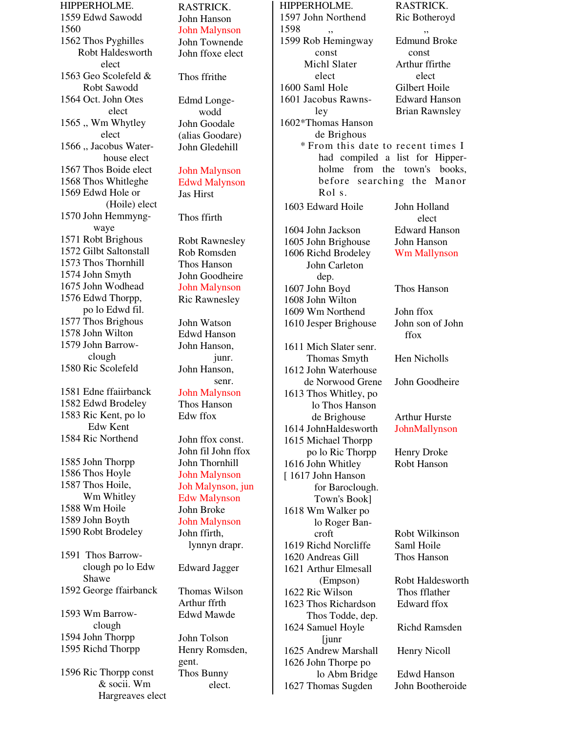| HIPPERHOLME. | RASTRICK. |
|---|---|
| 1559 Edwd Sawodd | John Hanson |
| 1560 | John Malynson |
| 1562 Thos Pyghilles Robt Haldesworth elect | John Townende John ffoxe elect |
| 1563 Geo Scolefeld & Robt Sawodd | Thos ffrithe |
| 1564 Oct. John Otes elect | Edmd Longe-wodd |
| 1565 ,, Wm Whytley elect | John Goodale (alias Goodare) |
| 1566 ,, Jacobus Water-house elect | John Gledehill |
| 1567 Thos Boide elect | John Malynson |
| 1568 Thos Whitleghe | Edwd Malynson |
| 1569 Edwd Hole or (Hoile) elect | Jas Hirst |
| 1570 John Hemmyng-waye | Thos ffirth |
| 1571 Robt Brighous | Robt Rawnesley |
| 1572 Gilbt Saltonstall | Rob Romsden |
| 1573 Thos Thornhill | Thos Hanson |
| 1574 John Smyth | John Goodheire |
| 1675 John Wodhead | John Malynson |
| 1576 Edwd Thorpp, po lo Edwd fil. | Ric Rawnesley |
| 1577 Thos Brighous | John Watson |
| 1578 John Wilton | Edwd Hanson |
| 1579 John Barrow-clough | John Hanson, junr. |
| 1580 Ric Scolefeld | John Hanson, senr. |
| 1581 Edne ffaiirbanck | John Malynson |
| 1582 Edwd Brodeley | Thos Hanson |
| 1583 Ric Kent, po lo Edw Kent | Edw ffox |
| 1584 Ric Northend | John ffox const. John fil John ffox |
| 1585 John Thorpp | John Thornhill |
| 1586 Thos Hoyle | John Malynson |
| 1587 Thos Hoile, Wm Whitley | Joh Malynson, jun Edw Malynson |
| 1588 Wm Hoile | John Broke |
| 1589 John Boyth | John Malynson |
| 1590 Robt Brodeley | John ffirth, lynnyn drapr. |
| 1591 Thos Barrow-clough po lo Edw Shawe | Edward Jagger |
| 1592 George ffairbanck | Thomas Wilson Arthur ffrth |
| 1593 Wm Barrow-clough | Edwd Mawde |
| 1594 John Thorpp | John Tolson |
| 1595 Richd Thorpp | Henry Romsden, gent. |
| 1596 Ric Thorpp const & socii. Wm Hargreaves elect | Thos Bunny elect. |
| 1597 John Northend | Ric Botheroyd |
| 1598 ,, | ,, |
| 1599 Rob Hemingway const Michl Slater elect | Edmund Broke const Arthur ffirthe elect |
| 1600 Saml Hole | Gilbert Hoile |
| 1601 Jacobus Rawns-ley | Edward Hanson Brian Rawnsley |
| 1602*Thomas Hanson de Brighous | |

\* From this date to recent times I had compiled a list for Hipperholme from the town's books, before searching the Manor Rol s.

| HIPPERHOLME. | RASTRICK. |
|---|---|
| 1603 Edward Hoile | John Holland elect |
| 1604 John Jackson | Edward Hanson |
| 1605 John Brighouse | John Hanson |
| 1606 Richd Brodeley John Carleton dep. | Wm Mallynson |
| 1607 John Boyd | Thos Hanson |
| 1608 John Wilton | |
| 1609 Wm Northend | John ffox |
| 1610 Jesper Brighouse | John son of John ffox |
| 1611 Mich Slater senr. Thomas Smyth | Hen Nicholls |
| 1612 John Waterhouse de Norwood Grene | John Goodheire |
| 1613 Thos Whitley, po lo Thos Hanson de Brighouse | Arthur Hurste |
| 1614 JohnHaldesworth | JohnMallynson |
| 1615 Michael Thorpp po lo Ric Thorpp | Henry Droke |
| 1616 John Whitley | Robt Hanson |
| [ 1617 John Hanson for Baroclough. Town's Book] | |
| 1618 Wm Walker po lo Roger Ban-croft | Robt Wilkinson |
| 1619 Richd Norcliffe | Saml Hoile |
| 1620 Andreas Gill | Thos Hanson |
| 1621 Arthur Elmesall (Empson) | Robt Haldesworth |
| 1622 Ric Wilson | Thos fflather |
| 1623 Thos Richardson Thos Todde, dep. | Edward ffox |
| 1624 Samuel Hoyle [junr | Richd Ramsden |
| 1625 Andrew Marshall | Henry Nicoll |
| 1626 John Thorpe po lo Abm Bridge | Edwd Hanson |
| 1627 Thomas Sugden | John Bootheroide |